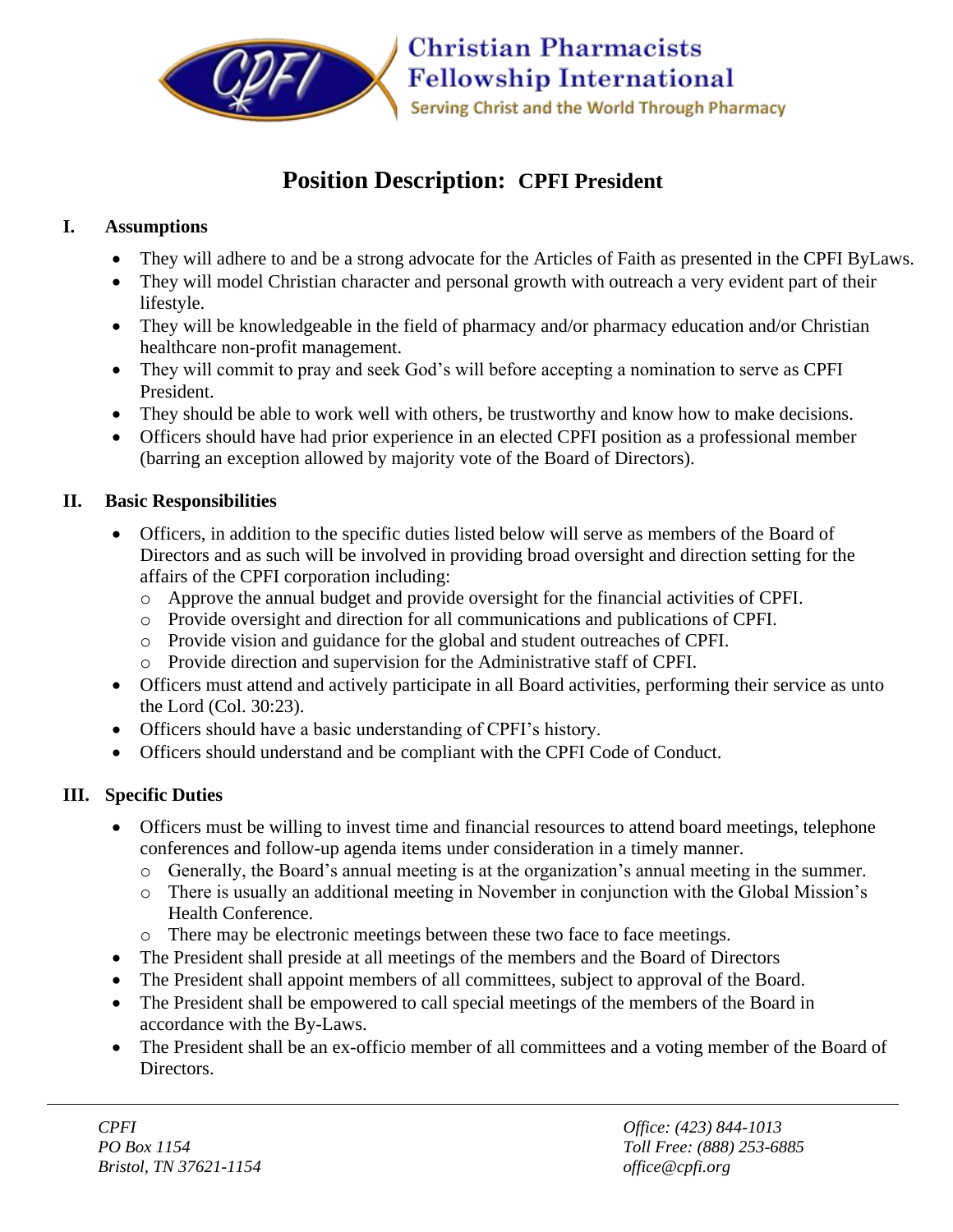Christian Pharmacists Fellowship International

Serving Christ and the World Through Pharmacy

# Position Description: CPFI President

## I. Assumptions

- They will adhere to and be a strong advocate for the Articles of Faith as presented in the CPFI ByLaws.
- They will model Christian character and personal growth with outreach a very evident part of their lifestyle.
- They will be knowledgeable in the field of pharmacy and/or pharmacy education and/or Christian healthcare non-profit management.
- They will commit to pray and seek God's will before accepting a nomination to serve as CPFI President.
- They should be able to work well with others, be trustworthy and know how to make decisions.
- Officers should have had prior experience in an elected CPFI position as a professional member (barring an exception allowed by majority vote of the Board of Directors).

## II. Basic Responsibilities

- Officers, in addition to the specific duties listed below will serve as members of the Board of Directors and as such will be involved in providing broad oversight and direction setting for the affairs of the CPFI corporation including:
  - Approve the annual budget and provide oversight for the financial activities of CPFI.
  - Provide oversight and direction for all communications and publications of CPFI.
  - Provide vision and guidance for the global and student outreaches of CPFI.
  - Provide direction and supervision for the Administrative staff of CPFI.
- Officers must attend and actively participate in all Board activities, performing their service as unto the Lord (Col. 30:23).
- Officers should have a basic understanding of CPFI's history.
- Officers should understand and be compliant with the CPFI Code of Conduct.

## III. Specific Duties

- Officers must be willing to invest time and financial resources to attend board meetings, telephone conferences and follow-up agenda items under consideration in a timely manner.
  - Generally, the Board's annual meeting is at the organization's annual meeting in the summer.
  - There is usually an additional meeting in November in conjunction with the Global Mission's Health Conference.
  - There may be electronic meetings between these two face to face meetings.
- The President shall preside at all meetings of the members and the Board of Directors
- The President shall appoint members of all committees, subject to approval of the Board.
- The President shall be empowered to call special meetings of the members of the Board in accordance with the By-Laws.
- The President shall be an ex-officio member of all committees and a voting member of the Board of Directors.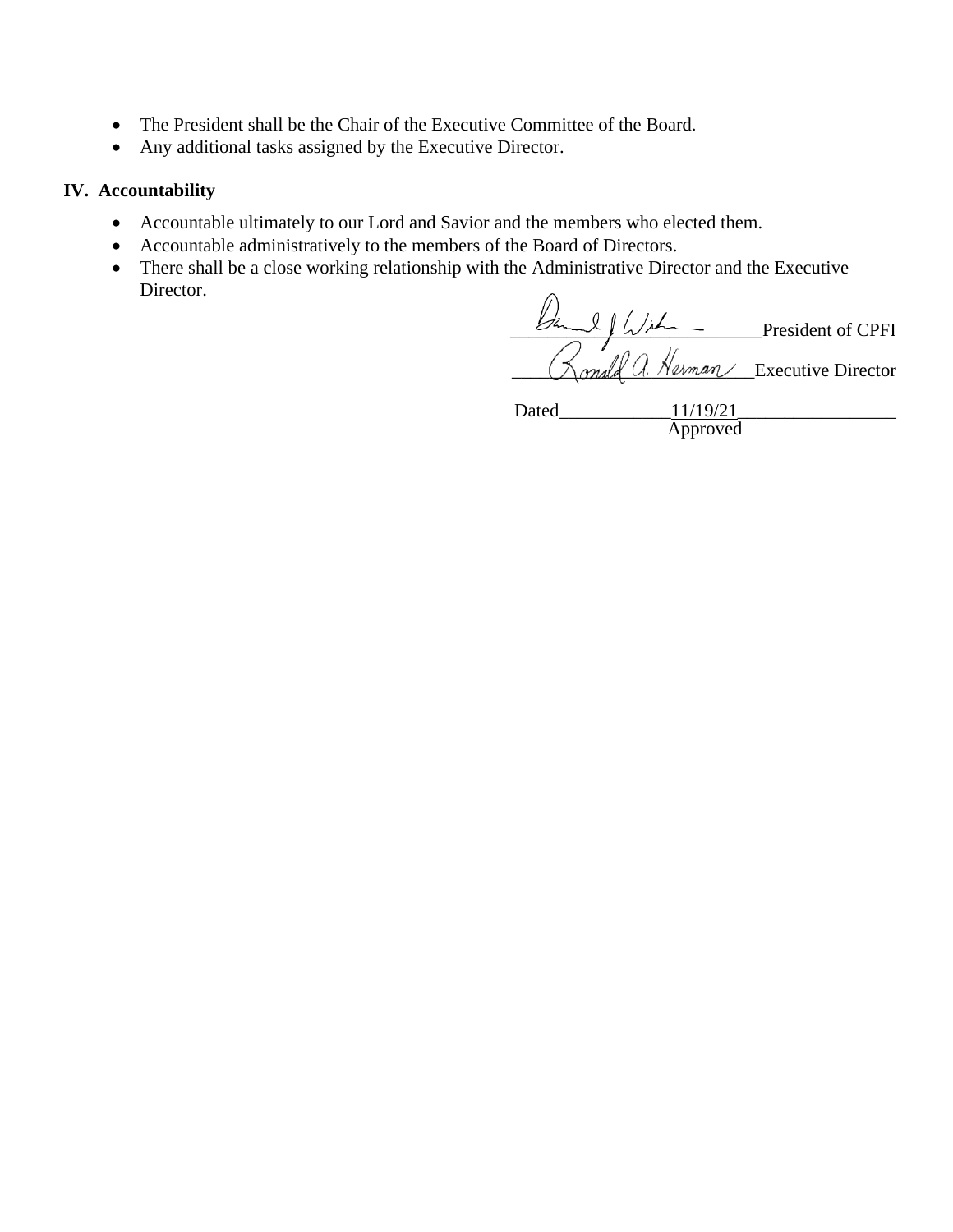- The President shall be the Chair of the Executive Committee of the Board.
- Any additional tasks assigned by the Executive Director.

## IV. Accountability

- Accountable ultimately to our Lord and Savior and the members who elected them.
- Accountable administratively to the members of the Board of Directors.
- There shall be a close working relationship with the Administrative Director and the Executive Director.

Daniel J Wilson ____________ President of CPFI

Ronald A. Herman ____________ Executive Director

Dated____________11/19/21________________

Approved